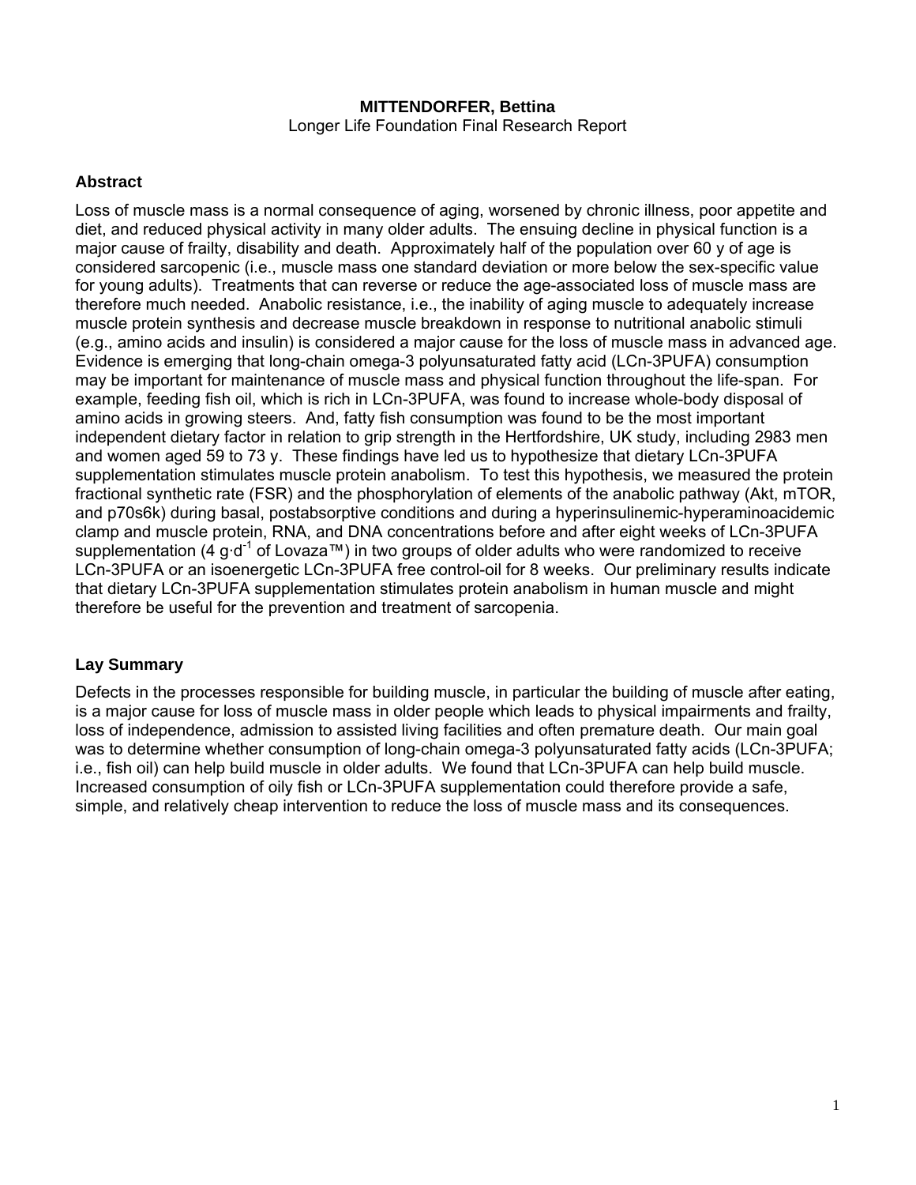**MITTENDORFER, Bettina**

Longer Life Foundation Final Research Report

## Abstract

Loss of muscle mass is a normal consequence of aging, worsened by chronic illness, poor appetite and diet, and reduced physical activity in many older adults. The ensuing decline in physical function is a major cause of frailty, disability and death. Approximately half of the population over 60 y of age is considered sarcopenic (i.e., muscle mass one standard deviation or more below the sex-specific value for young adults). Treatments that can reverse or reduce the age-associated loss of muscle mass are therefore much needed. Anabolic resistance, i.e., the inability of aging muscle to adequately increase muscle protein synthesis and decrease muscle breakdown in response to nutritional anabolic stimuli (e.g., amino acids and insulin) is considered a major cause for the loss of muscle mass in advanced age. Evidence is emerging that long-chain omega-3 polyunsaturated fatty acid (LCn-3PUFA) consumption may be important for maintenance of muscle mass and physical function throughout the life-span. For example, feeding fish oil, which is rich in LCn-3PUFA, was found to increase whole-body disposal of amino acids in growing steers. And, fatty fish consumption was found to be the most important independent dietary factor in relation to grip strength in the Hertfordshire, UK study, including 2983 men and women aged 59 to 73 y. These findings have led us to hypothesize that dietary LCn-3PUFA supplementation stimulates muscle protein anabolism. To test this hypothesis, we measured the protein fractional synthetic rate (FSR) and the phosphorylation of elements of the anabolic pathway (Akt, mTOR, and p70s6k) during basal, postabsorptive conditions and during a hyperinsulinemic-hyperaminoacidemic clamp and muscle protein, RNA, and DNA concentrations before and after eight weeks of LCn-3PUFA supplementation ($4\ g \cdot d^{-1}$ of Lovaza™) in two groups of older adults who were randomized to receive LCn-3PUFA or an isoenergetic LCn-3PUFA free control-oil for 8 weeks. Our preliminary results indicate that dietary LCn-3PUFA supplementation stimulates protein anabolism in human muscle and might therefore be useful for the prevention and treatment of sarcopenia.

## Lay Summary

Defects in the processes responsible for building muscle, in particular the building of muscle after eating, is a major cause for loss of muscle mass in older people which leads to physical impairments and frailty, loss of independence, admission to assisted living facilities and often premature death. Our main goal was to determine whether consumption of long-chain omega-3 polyunsaturated fatty acids (LCn-3PUFA; i.e., fish oil) can help build muscle in older adults. We found that LCn-3PUFA can help build muscle. Increased consumption of oily fish or LCn-3PUFA supplementation could therefore provide a safe, simple, and relatively cheap intervention to reduce the loss of muscle mass and its consequences.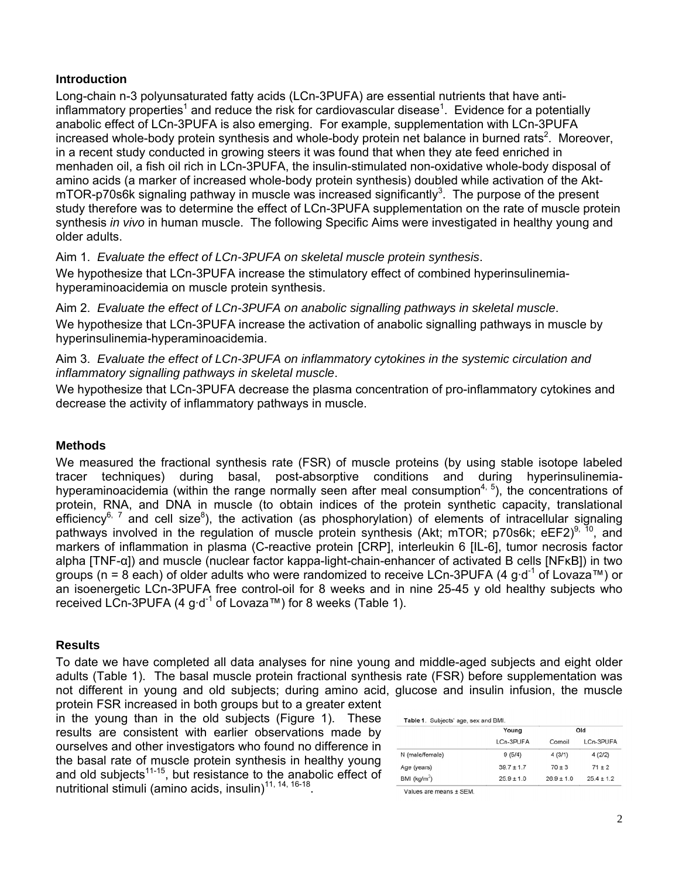## Introduction

Long-chain n-3 polyunsaturated fatty acids (LCn-3PUFA) are essential nutrients that have anti-inflammatory properties[1] and reduce the risk for cardiovascular disease[1]. Evidence for a potentially anabolic effect of LCn-3PUFA is also emerging. For example, supplementation with LCn-3PUFA increased whole-body protein synthesis and whole-body protein net balance in burned rats[2]. Moreover, in a recent study conducted in growing steers it was found that when they ate feed enriched in menhaden oil, a fish oil rich in LCn-3PUFA, the insulin-stimulated non-oxidative whole-body disposal of amino acids (a marker of increased whole-body protein synthesis) doubled while activation of the Akt-mTOR-p70s6k signaling pathway in muscle was increased significantly[3]. The purpose of the present study therefore was to determine the effect of LCn-3PUFA supplementation on the rate of muscle protein synthesis *in vivo* in human muscle. The following Specific Aims were investigated in healthy young and older adults.

Aim 1. *Evaluate the effect of LCn-3PUFA on skeletal muscle protein synthesis*.
We hypothesize that LCn-3PUFA increase the stimulatory effect of combined hyperinsulinemia-hyperaminoacidemia on muscle protein synthesis.

Aim 2. *Evaluate the effect of LCn-3PUFA on anabolic signalling pathways in skeletal muscle*.
We hypothesize that LCn-3PUFA increase the activation of anabolic signalling pathways in muscle by hyperinsulinemia-hyperaminoacidemia.

Aim 3. *Evaluate the effect of LCn-3PUFA on inflammatory cytokines in the systemic circulation and inflammatory signalling pathways in skeletal muscle*.
We hypothesize that LCn-3PUFA decrease the plasma concentration of pro-inflammatory cytokines and decrease the activity of inflammatory pathways in muscle.

## Methods

We measured the fractional synthesis rate (FSR) of muscle proteins (by using stable isotope labeled tracer techniques) during basal, post-absorptive conditions and during hyperinsulinemia-hyperaminoacidemia (within the range normally seen after meal consumption[4, 5]), the concentrations of protein, RNA, and DNA in muscle (to obtain indices of the protein synthetic capacity, translational efficiency[6, 7] and cell size[8]), the activation (as phosphorylation) of elements of intracellular signaling pathways involved in the regulation of muscle protein synthesis (Akt; mTOR; p70s6k; eEF2)[9, 10], and markers of inflammation in plasma (C-reactive protein [CRP], interleukin 6 [IL-6], tumor necrosis factor alpha [TNF-α]) and muscle (nuclear factor kappa-light-chain-enhancer of activated B cells [NFκB]) in two groups (n = 8 each) of older adults who were randomized to receive LCn-3PUFA (4 $g \cdot d^{-1}$ of Lovaza™) or an isoenergetic LCn-3PUFA free control-oil for 8 weeks and in nine 25-45 y old healthy subjects who received LCn-3PUFA (4 $g \cdot d^{-1}$ of Lovaza™) for 8 weeks (Table 1).

## Results

To date we have completed all data analyses for nine young and middle-aged subjects and eight older adults (Table 1). The basal muscle protein fractional synthesis rate (FSR) before supplementation was not different in young and old subjects; during amino acid, glucose and insulin infusion, the muscle protein FSR increased in both groups but to a greater extent in the young than in the old subjects (Figure 1). These results are consistent with earlier observations made by ourselves and other investigators who found no difference in the basal rate of muscle protein synthesis in healthy young and old subjects[11-15], but resistance to the anabolic effect of nutritional stimuli (amino acids, insulin)[11, 14, 16-18].

**Table 1**. Subjects' age, sex and BMI.

| | Young | Old | |
|---|---|---|---|
| | LCn-3PUFA | Cornoil | LCn-3PUFA |
| N (male/female) | 9 (5/4) | 4 (3/1) | 4 (2/2) |
| Age (years) | 39.7 ± 1.7 | 70 ± 3 | 71 ± 2 |
| BMI ($kg/m^2$) | 25.9 ± 1.0 | 26.9 ± 1.0 | 25.4 ± 1.2 |

Values are means ± SEM.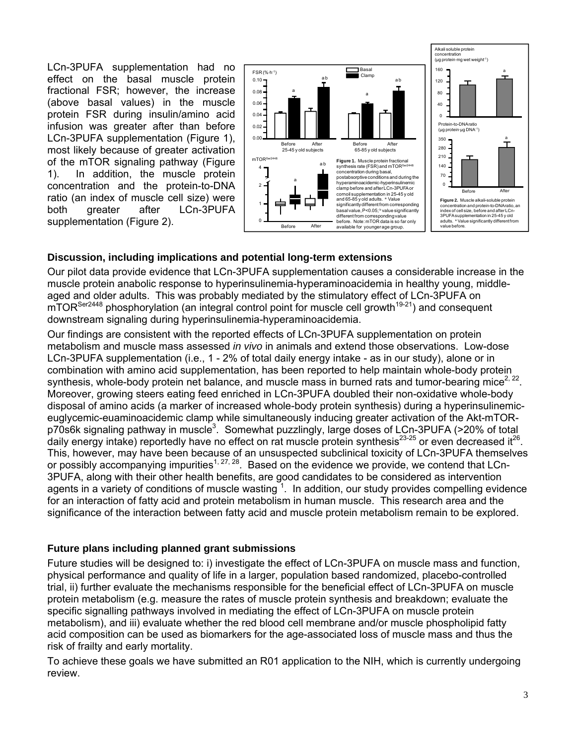LCn-3PUFA supplementation had no effect on the basal muscle protein fractional FSR; however, the increase (above basal values) in the muscle protein FSR during insulin/amino acid infusion was greater after than before LCn-3PUFA supplementation (Figure 1), most likely because of greater activation of the mTOR signaling pathway (Figure 1). In addition, the muscle protein concentration and the protein-to-DNA ratio (an index of muscle cell size) were both greater after LCn-3PUFA supplementation (Figure 2).

**Figure 1.** Muscle protein fractional synthesis rate (FSR) and $mTOR^{Ser2448}$ concentration during basal, postabsorptive conditions and during the hyperaminoacidemic-hyperinsulinemic clamp before and after LCn-3PUFA or cornoil supplementation in 25-45 y old and 65-85 y old adults. [a] Value significantly different from corresponding basal value, $P<0.05$; [b] value significantly different from corresponding value before. Note: mTOR data is so far only available for younger age group.

**Figure 2.** Muscle alkali-soluble protein concentration and protein-to-DNA ratio, an index of cell size, before and after LCn-3PUFA supplementation in 25-45 y old adults. [a] Value significantly different from value before.

## Discussion, including implications and potential long-term extensions

Our pilot data provide evidence that LCn-3PUFA supplementation causes a considerable increase in the muscle protein anabolic response to hyperinsulinemia-hyperaminoacidemia in healthy young, middle-aged and older adults. This was probably mediated by the stimulatory effect of LCn-3PUFA on $mTOR^{Ser2448}$ phosphorylation (an integral control point for muscle cell growth[19-21]) and consequent downstream signaling during hyperinsulinemia-hyperaminoacidemia.

Our findings are consistent with the reported effects of LCn-3PUFA supplementation on protein metabolism and muscle mass assessed *in vivo* in animals and extend those observations. Low-dose LCn-3PUFA supplementation (i.e., 1 - 2% of total daily energy intake - as in our study), alone or in combination with amino acid supplementation, has been reported to help maintain whole-body protein synthesis, whole-body protein net balance, and muscle mass in burned rats and tumor-bearing mice[2, 22]. Moreover, growing steers eating feed enriched in LCn-3PUFA doubled their non-oxidative whole-body disposal of amino acids (a marker of increased whole-body protein synthesis) during a hyperinsulinemic-euglycemic-euaminoacidemic clamp while simultaneously inducing greater activation of the Akt-mTOR-p70s6k signaling pathway in muscle[3]. Somewhat puzzlingly, large doses of LCn-3PUFA (>20% of total daily energy intake) reportedly have no effect on rat muscle protein synthesis[23-25] or even decreased it[26]. This, however, may have been because of an unsuspected subclinical toxicity of LCn-3PUFA themselves or possibly accompanying impurities[1, 27, 28]. Based on the evidence we provide, we contend that LCn-3PUFA, along with their other health benefits, are good candidates to be considered as intervention agents in a variety of conditions of muscle wasting [1]. In addition, our study provides compelling evidence for an interaction of fatty acid and protein metabolism in human muscle. This research area and the significance of the interaction between fatty acid and muscle protein metabolism remain to be explored.

## Future plans including planned grant submissions

Future studies will be designed to: i) investigate the effect of LCn-3PUFA on muscle mass and function, physical performance and quality of life in a larger, population based randomized, placebo-controlled trial, ii) further evaluate the mechanisms responsible for the beneficial effect of LCn-3PUFA on muscle protein metabolism (e.g. measure the rates of muscle protein synthesis and breakdown; evaluate the specific signalling pathways involved in mediating the effect of LCn-3PUFA on muscle protein metabolism), and iii) evaluate whether the red blood cell membrane and/or muscle phospholipid fatty acid composition can be used as biomarkers for the age-associated loss of muscle mass and thus the risk of frailty and early mortality.

To achieve these goals we have submitted an R01 application to the NIH, which is currently undergoing review.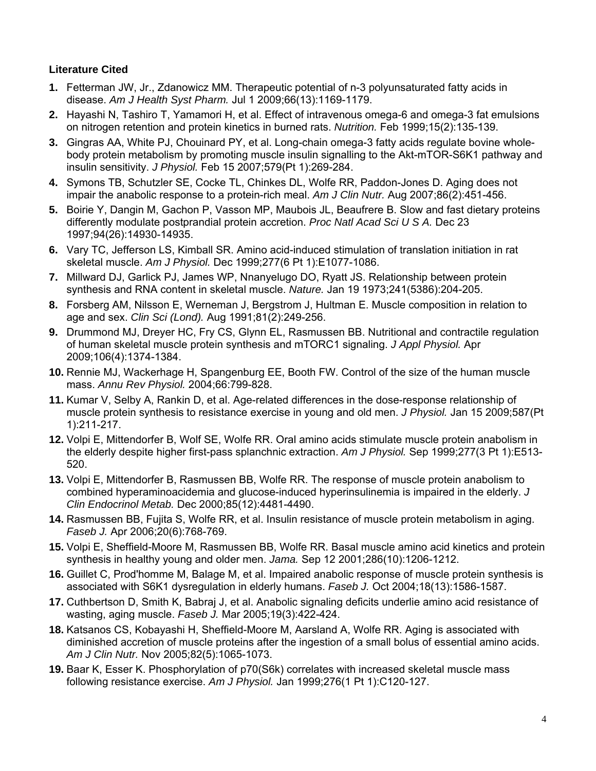**Literature Cited**

1. Fetterman JW, Jr., Zdanowicz MM. Therapeutic potential of n-3 polyunsaturated fatty acids in disease. *Am J Health Syst Pharm.* Jul 1 2009;66(13):1169-1179.
2. Hayashi N, Tashiro T, Yamamori H, et al. Effect of intravenous omega-6 and omega-3 fat emulsions on nitrogen retention and protein kinetics in burned rats. *Nutrition.* Feb 1999;15(2):135-139.
3. Gingras AA, White PJ, Chouinard PY, et al. Long-chain omega-3 fatty acids regulate bovine whole-body protein metabolism by promoting muscle insulin signalling to the Akt-mTOR-S6K1 pathway and insulin sensitivity. *J Physiol.* Feb 15 2007;579(Pt 1):269-284.
4. Symons TB, Schutzler SE, Cocke TL, Chinkes DL, Wolfe RR, Paddon-Jones D. Aging does not impair the anabolic response to a protein-rich meal. *Am J Clin Nutr.* Aug 2007;86(2):451-456.
5. Boirie Y, Dangin M, Gachon P, Vasson MP, Maubois JL, Beaufrere B. Slow and fast dietary proteins differently modulate postprandial protein accretion. *Proc Natl Acad Sci U S A.* Dec 23 1997;94(26):14930-14935.
6. Vary TC, Jefferson LS, Kimball SR. Amino acid-induced stimulation of translation initiation in rat skeletal muscle. *Am J Physiol.* Dec 1999;277(6 Pt 1):E1077-1086.
7. Millward DJ, Garlick PJ, James WP, Nnanyelugo DO, Ryatt JS. Relationship between protein synthesis and RNA content in skeletal muscle. *Nature.* Jan 19 1973;241(5386):204-205.
8. Forsberg AM, Nilsson E, Werneman J, Bergstrom J, Hultman E. Muscle composition in relation to age and sex. *Clin Sci (Lond).* Aug 1991;81(2):249-256.
9. Drummond MJ, Dreyer HC, Fry CS, Glynn EL, Rasmussen BB. Nutritional and contractile regulation of human skeletal muscle protein synthesis and mTORC1 signaling. *J Appl Physiol.* Apr 2009;106(4):1374-1384.
10. Rennie MJ, Wackerhage H, Spangenburg EE, Booth FW. Control of the size of the human muscle mass. *Annu Rev Physiol.* 2004;66:799-828.
11. Kumar V, Selby A, Rankin D, et al. Age-related differences in the dose-response relationship of muscle protein synthesis to resistance exercise in young and old men. *J Physiol.* Jan 15 2009;587(Pt 1):211-217.
12. Volpi E, Mittendorfer B, Wolf SE, Wolfe RR. Oral amino acids stimulate muscle protein anabolism in the elderly despite higher first-pass splanchnic extraction. *Am J Physiol.* Sep 1999;277(3 Pt 1):E513-520.
13. Volpi E, Mittendorfer B, Rasmussen BB, Wolfe RR. The response of muscle protein anabolism to combined hyperaminoacidemia and glucose-induced hyperinsulinemia is impaired in the elderly. *J Clin Endocrinol Metab.* Dec 2000;85(12):4481-4490.
14. Rasmussen BB, Fujita S, Wolfe RR, et al. Insulin resistance of muscle protein metabolism in aging. *Faseb J.* Apr 2006;20(6):768-769.
15. Volpi E, Sheffield-Moore M, Rasmussen BB, Wolfe RR. Basal muscle amino acid kinetics and protein synthesis in healthy young and older men. *Jama.* Sep 12 2001;286(10):1206-1212.
16. Guillet C, Prod'homme M, Balage M, et al. Impaired anabolic response of muscle protein synthesis is associated with S6K1 dysregulation in elderly humans. *Faseb J.* Oct 2004;18(13):1586-1587.
17. Cuthbertson D, Smith K, Babraj J, et al. Anabolic signaling deficits underlie amino acid resistance of wasting, aging muscle. *Faseb J.* Mar 2005;19(3):422-424.
18. Katsanos CS, Kobayashi H, Sheffield-Moore M, Aarsland A, Wolfe RR. Aging is associated with diminished accretion of muscle proteins after the ingestion of a small bolus of essential amino acids. *Am J Clin Nutr.* Nov 2005;82(5):1065-1073.
19. Baar K, Esser K. Phosphorylation of p70(S6k) correlates with increased skeletal muscle mass following resistance exercise. *Am J Physiol.* Jan 1999;276(1 Pt 1):C120-127.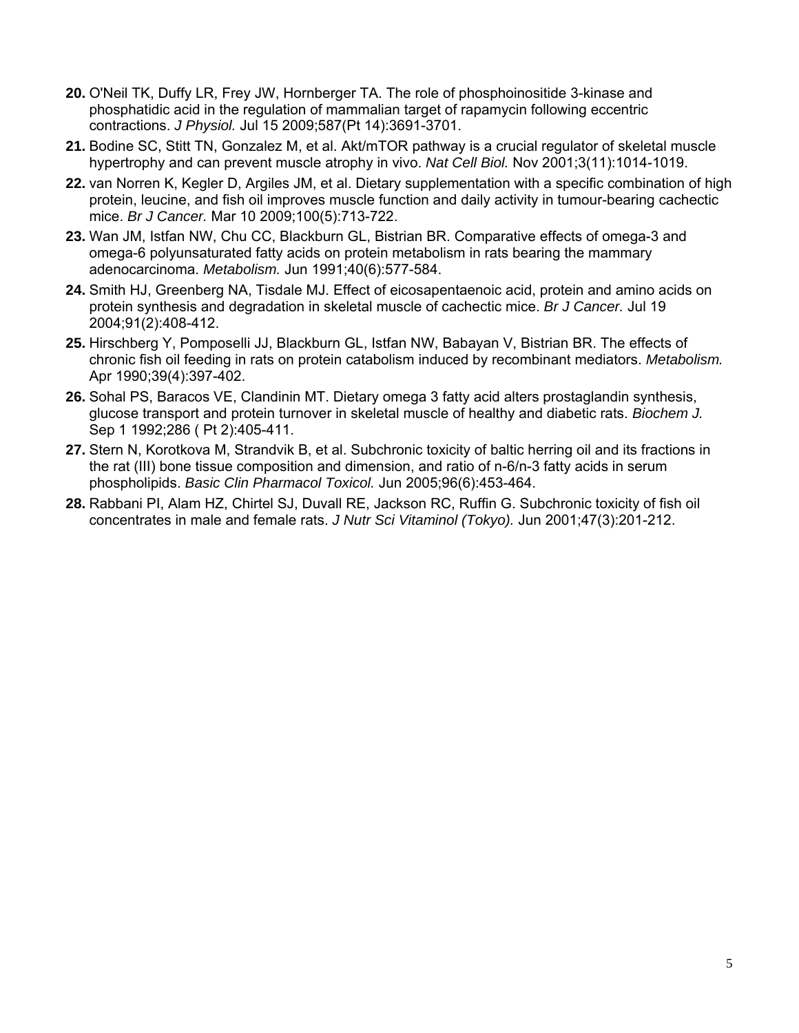**20.** O'Neil TK, Duffy LR, Frey JW, Hornberger TA. The role of phosphoinositide 3-kinase and phosphatidic acid in the regulation of mammalian target of rapamycin following eccentric contractions. *J Physiol.* Jul 15 2009;587(Pt 14):3691-3701.

**21.** Bodine SC, Stitt TN, Gonzalez M, et al. Akt/mTOR pathway is a crucial regulator of skeletal muscle hypertrophy and can prevent muscle atrophy in vivo. *Nat Cell Biol.* Nov 2001;3(11):1014-1019.

**22.** van Norren K, Kegler D, Argiles JM, et al. Dietary supplementation with a specific combination of high protein, leucine, and fish oil improves muscle function and daily activity in tumour-bearing cachectic mice. *Br J Cancer.* Mar 10 2009;100(5):713-722.

**23.** Wan JM, Istfan NW, Chu CC, Blackburn GL, Bistrian BR. Comparative effects of omega-3 and omega-6 polyunsaturated fatty acids on protein metabolism in rats bearing the mammary adenocarcinoma. *Metabolism.* Jun 1991;40(6):577-584.

**24.** Smith HJ, Greenberg NA, Tisdale MJ. Effect of eicosapentaenoic acid, protein and amino acids on protein synthesis and degradation in skeletal muscle of cachectic mice. *Br J Cancer.* Jul 19 2004;91(2):408-412.

**25.** Hirschberg Y, Pomposelli JJ, Blackburn GL, Istfan NW, Babayan V, Bistrian BR. The effects of chronic fish oil feeding in rats on protein catabolism induced by recombinant mediators. *Metabolism.* Apr 1990;39(4):397-402.

**26.** Sohal PS, Baracos VE, Clandinin MT. Dietary omega 3 fatty acid alters prostaglandin synthesis, glucose transport and protein turnover in skeletal muscle of healthy and diabetic rats. *Biochem J.* Sep 1 1992;286 ( Pt 2):405-411.

**27.** Stern N, Korotkova M, Strandvik B, et al. Subchronic toxicity of baltic herring oil and its fractions in the rat (III) bone tissue composition and dimension, and ratio of n-6/n-3 fatty acids in serum phospholipids. *Basic Clin Pharmacol Toxicol.* Jun 2005;96(6):453-464.

**28.** Rabbani PI, Alam HZ, Chirtel SJ, Duvall RE, Jackson RC, Ruffin G. Subchronic toxicity of fish oil concentrates in male and female rats. *J Nutr Sci Vitaminol (Tokyo).* Jun 2001;47(3):201-212.